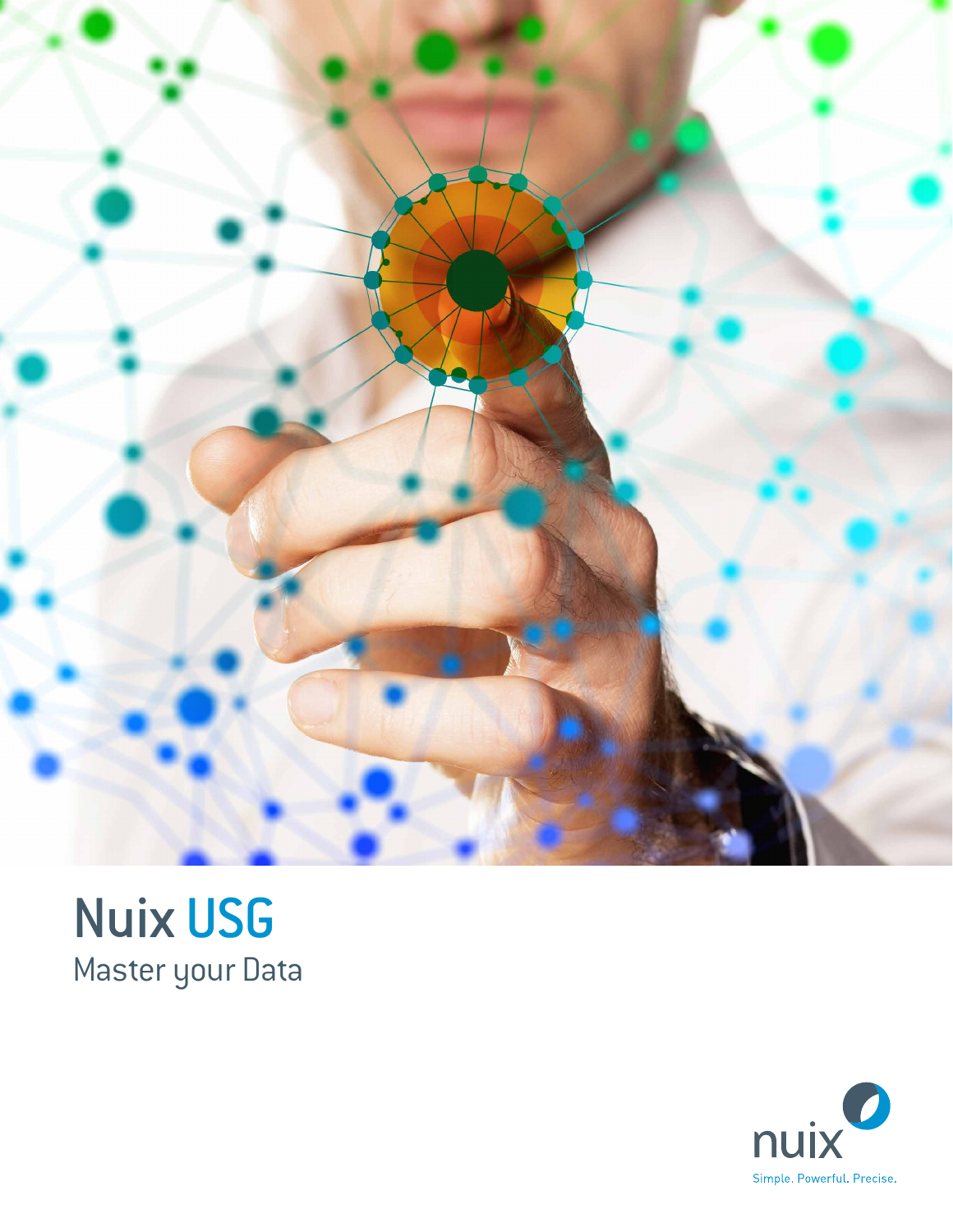# Nuix USG

Master your Data

nuix

Simple. Powerful. Precise.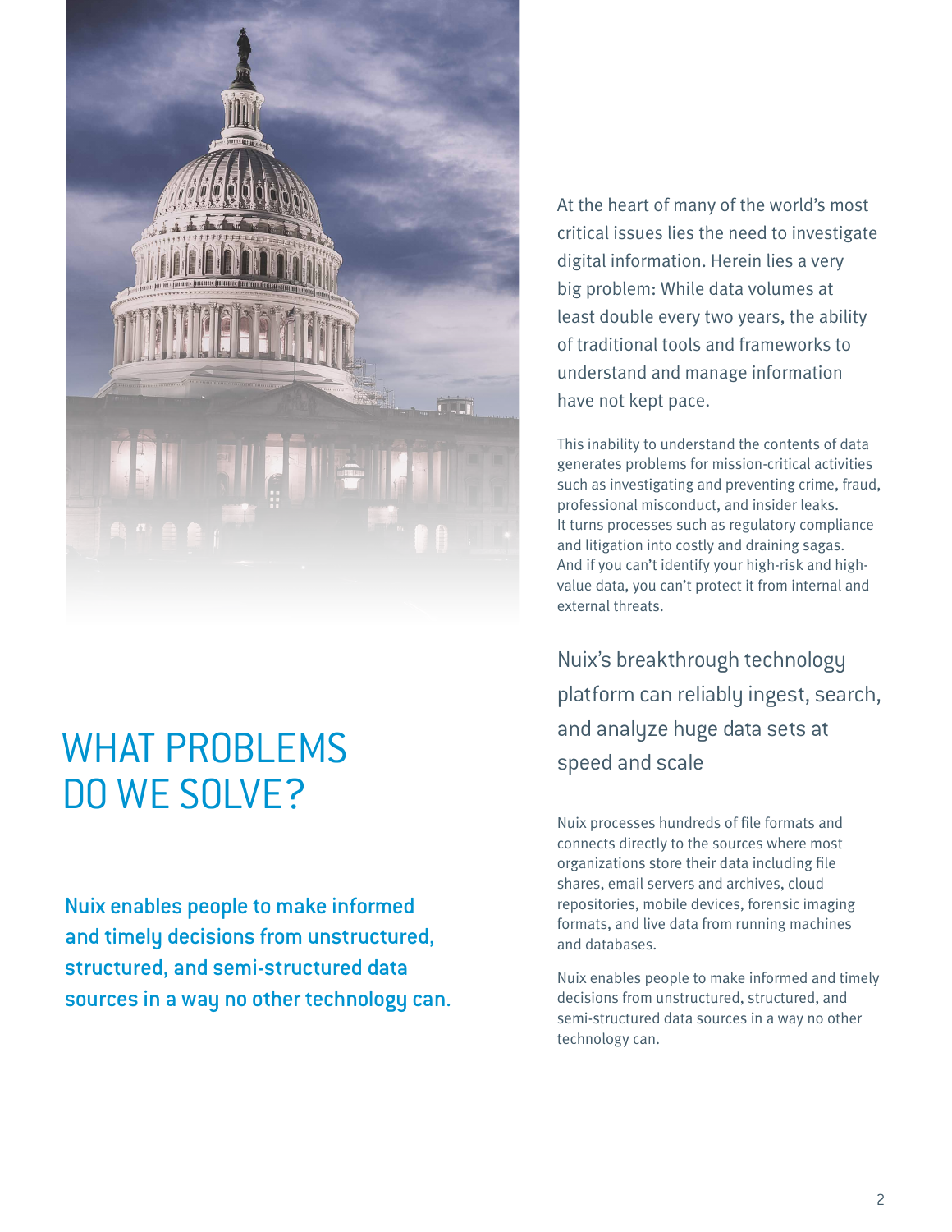# WHAT PROBLEMS DO WE SOLVE?

**Nuix enables people to make informed and timely decisions from unstructured, structured, and semi-structured data sources in a way no other technology can.**

At the heart of many of the world's most critical issues lies the need to investigate digital information. Herein lies a very big problem: While data volumes at least double every two years, the ability of traditional tools and frameworks to understand and manage information have not kept pace.

This inability to understand the contents of data generates problems for mission-critical activities such as investigating and preventing crime, fraud, professional misconduct, and insider leaks. It turns processes such as regulatory compliance and litigation into costly and draining sagas. And if you can't identify your high-risk and high-value data, you can't protect it from internal and external threats.

## Nuix's breakthrough technology platform can reliably ingest, search, and analyze huge data sets at speed and scale

Nuix processes hundreds of file formats and connects directly to the sources where most organizations store their data including file shares, email servers and archives, cloud repositories, mobile devices, forensic imaging formats, and live data from running machines and databases.

Nuix enables people to make informed and timely decisions from unstructured, structured, and semi-structured data sources in a way no other technology can.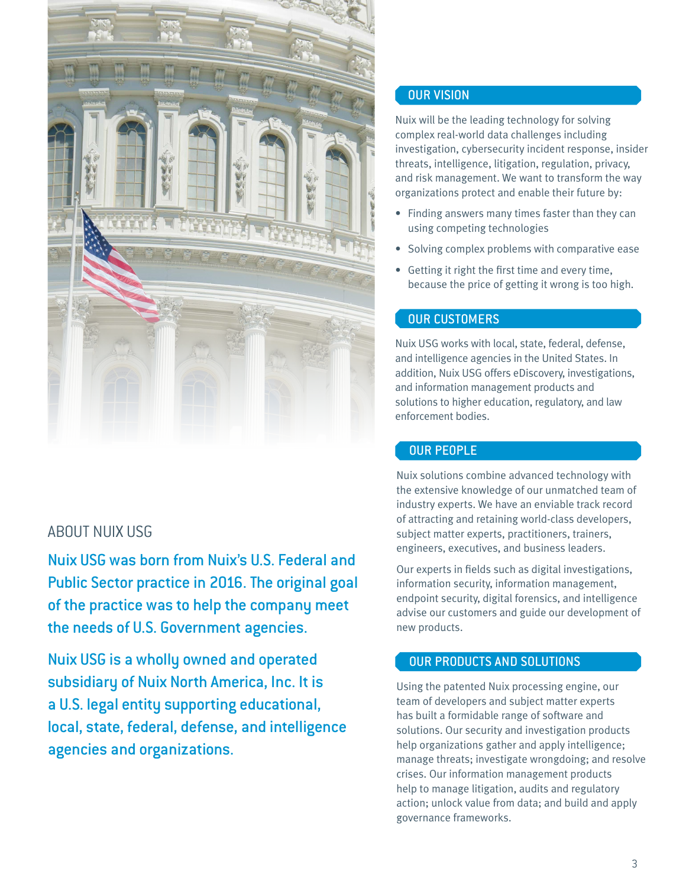## ABOUT NUIX USG

**Nuix USG was born from Nuix's U.S. Federal and Public Sector practice in 2016. The original goal of the practice was to help the company meet the needs of U.S. Government agencies.**

**Nuix USG is a wholly owned and operated subsidiary of Nuix North America, Inc. It is a U.S. legal entity supporting educational, local, state, federal, defense, and intelligence agencies and organizations.**

## OUR VISION

Nuix will be the leading technology for solving complex real-world data challenges including investigation, cybersecurity incident response, insider threats, intelligence, litigation, regulation, privacy, and risk management. We want to transform the way organizations protect and enable their future by:

- Finding answers many times faster than they can using competing technologies
- Solving complex problems with comparative ease
- Getting it right the first time and every time, because the price of getting it wrong is too high.

## OUR CUSTOMERS

Nuix USG works with local, state, federal, defense, and intelligence agencies in the United States. In addition, Nuix USG offers eDiscovery, investigations, and information management products and solutions to higher education, regulatory, and law enforcement bodies.

## OUR PEOPLE

Nuix solutions combine advanced technology with the extensive knowledge of our unmatched team of industry experts. We have an enviable track record of attracting and retaining world-class developers, subject matter experts, practitioners, trainers, engineers, executives, and business leaders.

Our experts in fields such as digital investigations, information security, information management, endpoint security, digital forensics, and intelligence advise our customers and guide our development of new products.

## OUR PRODUCTS AND SOLUTIONS

Using the patented Nuix processing engine, our team of developers and subject matter experts has built a formidable range of software and solutions. Our security and investigation products help organizations gather and apply intelligence; manage threats; investigate wrongdoing; and resolve crises. Our information management products help to manage litigation, audits and regulatory action; unlock value from data; and build and apply governance frameworks.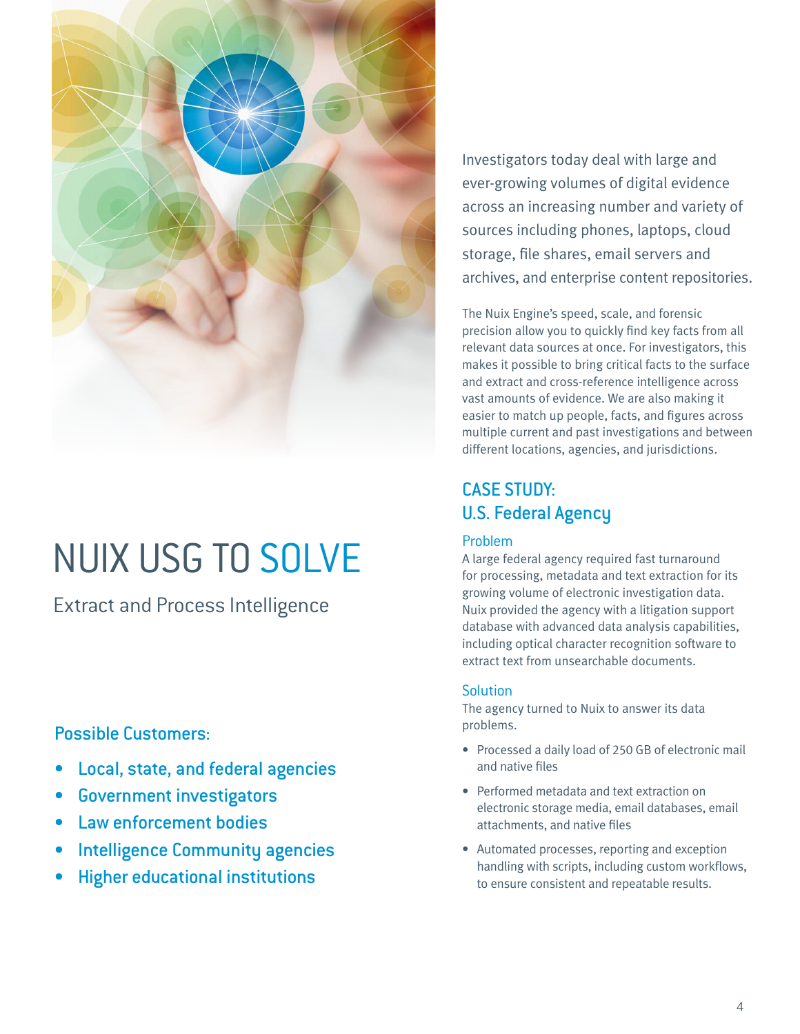# NUIX USG TO SOLVE

## Extract and Process Intelligence

### Possible Customers:

- Local, state, and federal agencies
- Government investigators
- Law enforcement bodies
- Intelligence Community agencies
- Higher educational institutions

Investigators today deal with large and ever-growing volumes of digital evidence across an increasing number and variety of sources including phones, laptops, cloud storage, file shares, email servers and archives, and enterprise content repositories.

The Nuix Engine's speed, scale, and forensic precision allow you to quickly find key facts from all relevant data sources at once. For investigators, this makes it possible to bring critical facts to the surface and extract and cross-reference intelligence across vast amounts of evidence. We are also making it easier to match up people, facts, and figures across multiple current and past investigations and between different locations, agencies, and jurisdictions.

## CASE STUDY: U.S. Federal Agency

### Problem

A large federal agency required fast turnaround for processing, metadata and text extraction for its growing volume of electronic investigation data. Nuix provided the agency with a litigation support database with advanced data analysis capabilities, including optical character recognition software to extract text from unsearchable documents.

### Solution

The agency turned to Nuix to answer its data problems.

- Processed a daily load of 250 GB of electronic mail and native files
- Performed metadata and text extraction on electronic storage media, email databases, email attachments, and native files
- Automated processes, reporting and exception handling with scripts, including custom workflows, to ensure consistent and repeatable results.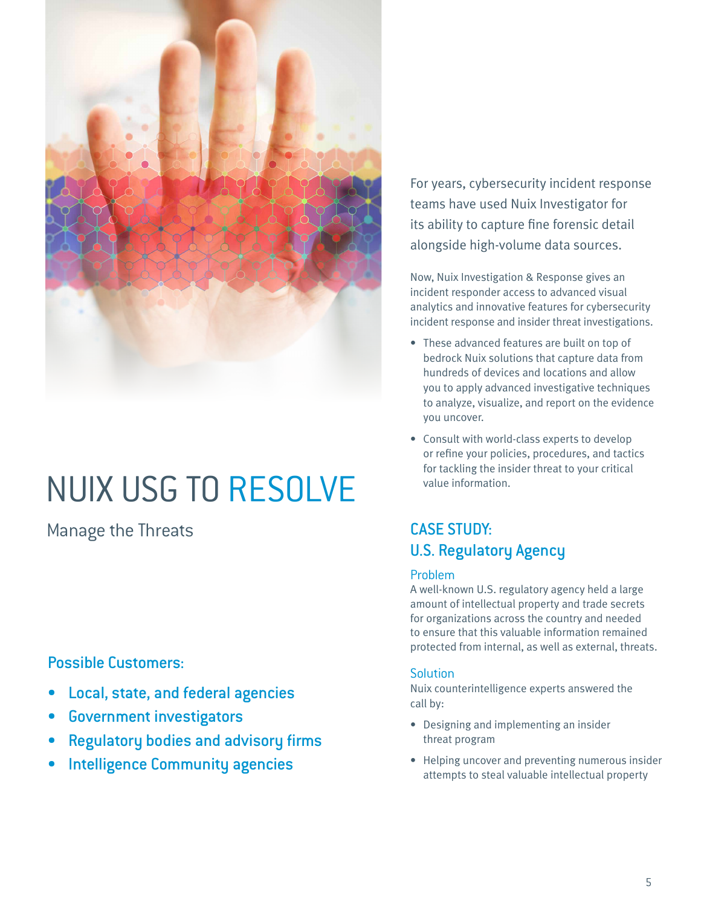# NUIX USG TO RESOLVE

Manage the Threats

### Possible Customers:

- Local, state, and federal agencies
- Government investigators
- Regulatory bodies and advisory firms
- Intelligence Community agencies

For years, cybersecurity incident response teams have used Nuix Investigator for its ability to capture fine forensic detail alongside high-volume data sources.

Now, Nuix Investigation & Response gives an incident responder access to advanced visual analytics and innovative features for cybersecurity incident response and insider threat investigations.

- These advanced features are built on top of bedrock Nuix solutions that capture data from hundreds of devices and locations and allow you to apply advanced investigative techniques to analyze, visualize, and report on the evidence you uncover.
- Consult with world-class experts to develop or refine your policies, procedures, and tactics for tackling the insider threat to your critical value information.

## CASE STUDY: U.S. Regulatory Agency

### Problem

A well-known U.S. regulatory agency held a large amount of intellectual property and trade secrets for organizations across the country and needed to ensure that this valuable information remained protected from internal, as well as external, threats.

### Solution

Nuix counterintelligence experts answered the call by:

- Designing and implementing an insider threat program
- Helping uncover and preventing numerous insider attempts to steal valuable intellectual property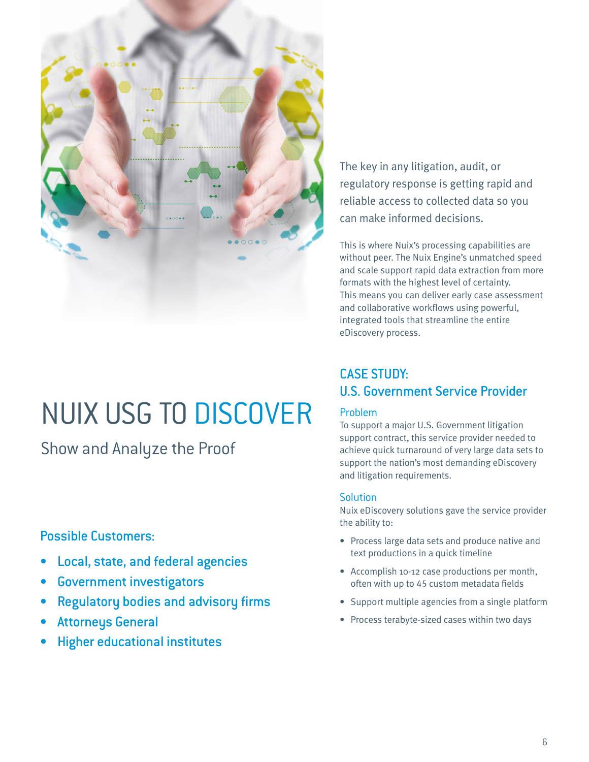The key in any litigation, audit, or regulatory response is getting rapid and reliable access to collected data so you can make informed decisions.

This is where Nuix's processing capabilities are without peer. The Nuix Engine's unmatched speed and scale support rapid data extraction from more formats with the highest level of certainty. This means you can deliver early case assessment and collaborative workflows using powerful, integrated tools that streamline the entire eDiscovery process.

# NUIX USG TO DISCOVER

Show and Analyze the Proof

### Possible Customers:

- Local, state, and federal agencies
- Government investigators
- Regulatory bodies and advisory firms
- Attorneys General
- Higher educational institutes

## CASE STUDY: U.S. Government Service Provider

### Problem

To support a major U.S. Government litigation support contract, this service provider needed to achieve quick turnaround of very large data sets to support the nation's most demanding eDiscovery and litigation requirements.

### Solution

Nuix eDiscovery solutions gave the service provider the ability to:

- Process large data sets and produce native and text productions in a quick timeline
- Accomplish 10-12 case productions per month, often with up to 45 custom metadata fields
- Support multiple agencies from a single platform
- Process terabyte-sized cases within two days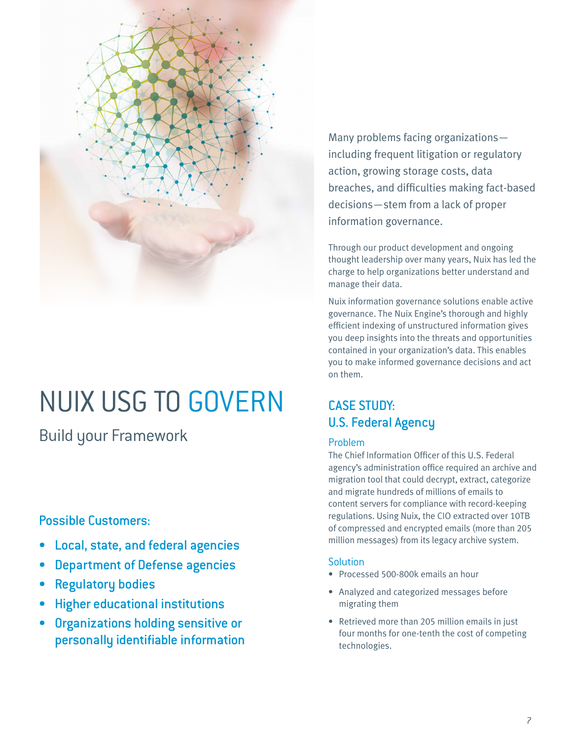# NUIX USG TO GOVERN

## Build your Framework

### Possible Customers:

- Local, state, and federal agencies
- Department of Defense agencies
- Regulatory bodies
- Higher educational institutions
- Organizations holding sensitive or personally identifiable information

Many problems facing organizations—including frequent litigation or regulatory action, growing storage costs, data breaches, and difficulties making fact-based decisions—stem from a lack of proper information governance.

Through our product development and ongoing thought leadership over many years, Nuix has led the charge to help organizations better understand and manage their data.

Nuix information governance solutions enable active governance. The Nuix Engine's thorough and highly efficient indexing of unstructured information gives you deep insights into the threats and opportunities contained in your organization's data. This enables you to make informed governance decisions and act on them.

## CASE STUDY: U.S. Federal Agency

### Problem

The Chief Information Officer of this U.S. Federal agency's administration office required an archive and migration tool that could decrypt, extract, categorize and migrate hundreds of millions of emails to content servers for compliance with record-keeping regulations. Using Nuix, the CIO extracted over 10TB of compressed and encrypted emails (more than 205 million messages) from its legacy archive system.

### Solution

- Processed 500-800k emails an hour
- Analyzed and categorized messages before migrating them
- Retrieved more than 205 million emails in just four months for one-tenth the cost of competing technologies.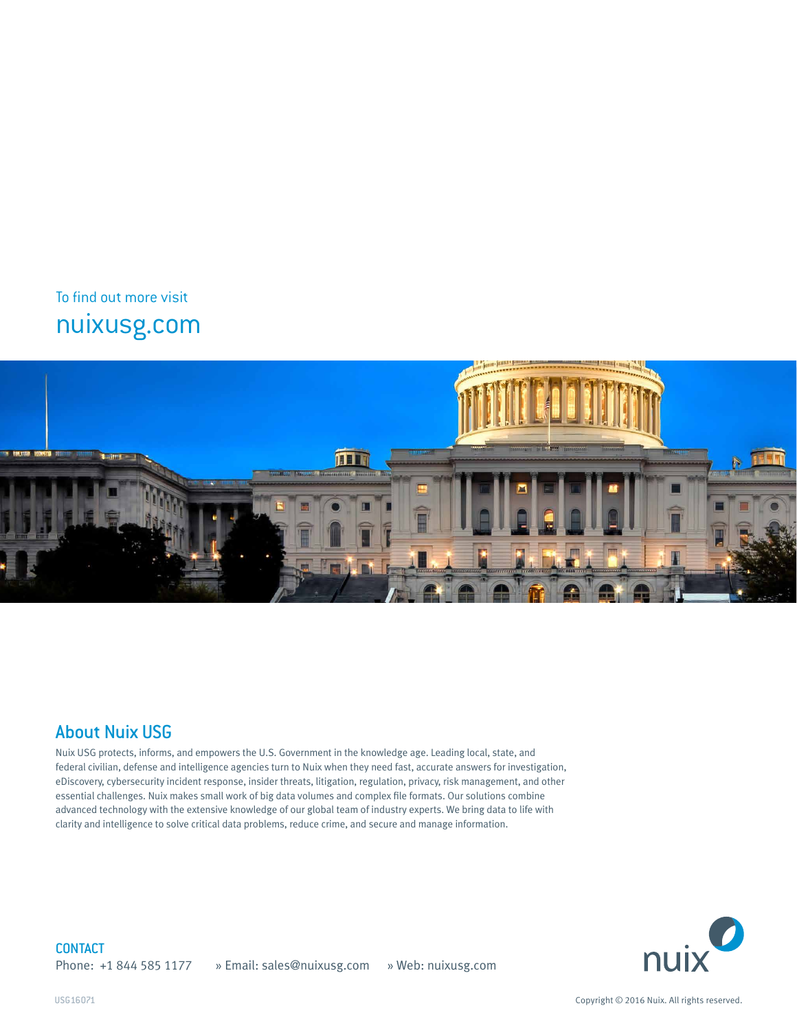To find out more visit

nuixusg.com

## About Nuix USG

Nuix USG protects, informs, and empowers the U.S. Government in the knowledge age. Leading local, state, and federal civilian, defense and intelligence agencies turn to Nuix when they need fast, accurate answers for investigation, eDiscovery, cybersecurity incident response, insider threats, litigation, regulation, privacy, risk management, and other essential challenges. Nuix makes small work of big data volumes and complex file formats. Our solutions combine advanced technology with the extensive knowledge of our global team of industry experts. We bring data to life with clarity and intelligence to solve critical data problems, reduce crime, and secure and manage information.

**CONTACT**

Phone: +1 844 585 1177 » Email: sales@nuixusg.com » Web: nuixusg.com

USG16071

Copyright © 2016 Nuix. All rights reserved.